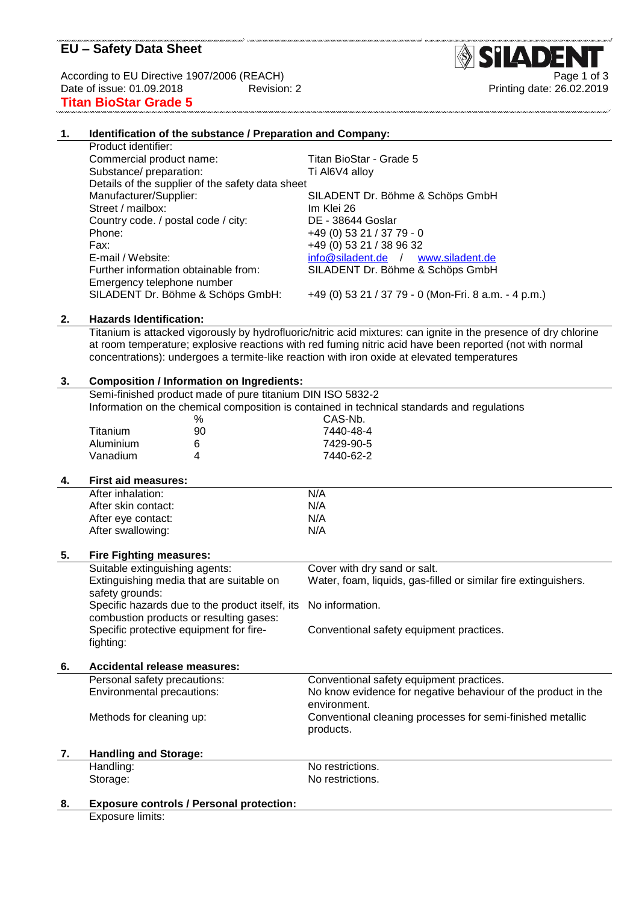# EU – Safety Data Sheet

According to EU Directive 1907/2006 (REACH)
Date of issue: 01.09.2018 Revision: 2 Printing date: 26.02.2019

**Titan BioStar Grade 5**

## 1. Identification of the substance / Preparation and Company:

Product identifier:

| | |
|---|---|
| Commercial product name: | Titan BioStar - Grade 5 |
| Substance/ preparation: | Ti Al6V4 alloy |

Details of the supplier of the safety data sheet

| | |
|---|---|
| Manufacturer/Supplier: | SILADENT Dr. Böhme & Schöps GmbH |
| Street / mailbox: | Im Klei 26 |
| Country code. / postal code / city: | DE - 38644 Goslar |
| Phone: | +49 (0) 53 21 / 37 79 - 0 |
| Fax: | +49 (0) 53 21 / 38 96 32 |
| E-mail / Website: | info@siladent.de / www.siladent.de |
| Further information obtainable from: | SILADENT Dr. Böhme & Schöps GmbH |
| Emergency telephone number SILADENT Dr. Böhme & Schöps GmbH: | +49 (0) 53 21 / 37 79 - 0 (Mon-Fri. 8 a.m. - 4 p.m.) |

## 2. Hazards Identification:

Titanium is attacked vigorously by hydrofluoric/nitric acid mixtures: can ignite in the presence of dry chlorine at room temperature; explosive reactions with red fuming nitric acid have been reported (not with normal concentrations): undergoes a termite-like reaction with iron oxide at elevated temperatures

## 3. Composition / Information on Ingredients:

Semi-finished product made of pure titanium DIN ISO 5832-2
Information on the chemical composition is contained in technical standards and regulations

| | % | CAS-Nb. |
|---|---|---|
| Titanium | 90 | 7440-48-4 |
| Aluminium | 6 | 7429-90-5 |
| Vanadium | 4 | 7440-62-2 |

## 4. First aid measures:

| | |
|---|---|
| After inhalation: | N/A |
| After skin contact: | N/A |
| After eye contact: | N/A |
| After swallowing: | N/A |

## 5. Fire Fighting measures:

| | |
|---|---|
| Suitable extinguishing agents: | Cover with dry sand or salt. |
| Extinguishing media that are suitable on safety grounds: | Water, foam, liquids, gas-filled or similar fire extinguishers. |
| Specific hazards due to the product itself, its combustion products or resulting gases: | No information. |
| Specific protective equipment for fire-fighting: | Conventional safety equipment practices. |

## 6. Accidental release measures:

| | |
|---|---|
| Personal safety precautions: | Conventional safety equipment practices. |
| Environmental precautions: | No know evidence for negative behaviour of the product in the environment. |
| Methods for cleaning up: | Conventional cleaning processes for semi-finished metallic products. |

## 7. Handling and Storage:

| | |
|---|---|
| Handling: | No restrictions. |
| Storage: | No restrictions. |

## 8. Exposure controls / Personal protection:

Exposure limits: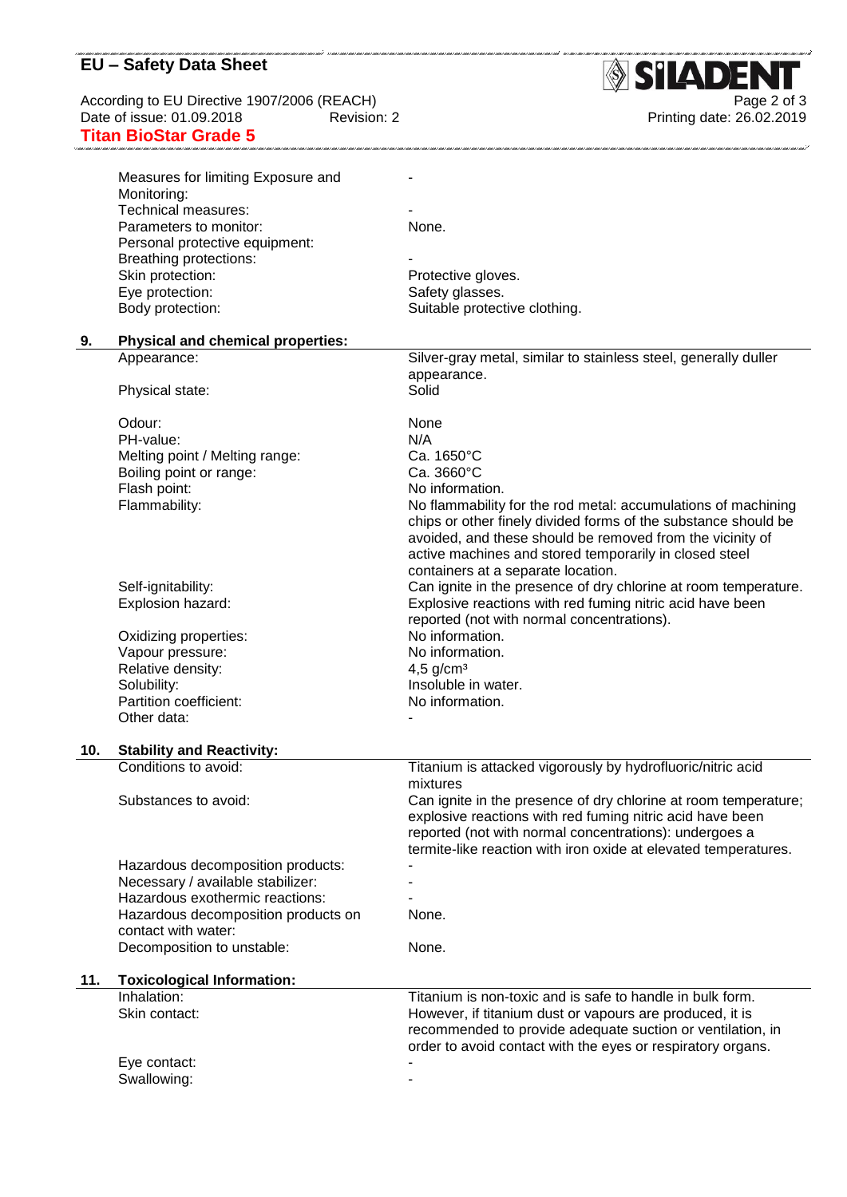| | |
|---|---|
| Measures for limiting Exposure and Monitoring: | - |
| Technical measures: | - |
| Parameters to monitor: | None. |
| Personal protective equipment: | |
| Breathing protections: | - |
| Skin protection: | Protective gloves. |
| Eye protection: | Safety glasses. |
| Body protection: | Suitable protective clothing. |

## 9. Physical and chemical properties:

| | |
|---|---|
| Appearance: | Silver-gray metal, similar to stainless steel, generally duller appearance. |
| Physical state: | Solid |
| Odour: | None |
| PH-value: | N/A |
| Melting point / Melting range: | Ca. 1650°C |
| Boiling point or range: | Ca. 3660°C |
| Flash point: | No information. |
| Flammability: | No flammability for the rod metal: accumulations of machining chips or other finely divided forms of the substance should be avoided, and these should be removed from the vicinity of active machines and stored temporarily in closed steel containers at a separate location. |
| Self-ignitability: | Can ignite in the presence of dry chlorine at room temperature. |
| Explosion hazard: | Explosive reactions with red fuming nitric acid have been reported (not with normal concentrations). |
| Oxidizing properties: | No information. |
| Vapour pressure: | No information. |
| Relative density: | 4,5 g/cm³ |
| Solubility: | Insoluble in water. |
| Partition coefficient: | No information. |
| Other data: | - |

## 10. Stability and Reactivity:

| | |
|---|---|
| Conditions to avoid: | Titanium is attacked vigorously by hydrofluoric/nitric acid mixtures |
| Substances to avoid: | Can ignite in the presence of dry chlorine at room temperature; explosive reactions with red fuming nitric acid have been reported (not with normal concentrations): undergoes a termite-like reaction with iron oxide at elevated temperatures. |
| Hazardous decomposition products: | - |
| Necessary / available stabilizer: | - |
| Hazardous exothermic reactions: | - |
| Hazardous decomposition products on contact with water: | None. |
| Decomposition to unstable: | None. |

## 11. Toxicological Information:

| | |
|---|---|
| Inhalation: | Titanium is non-toxic and is safe to handle in bulk form. |
| Skin contact: | However, if titanium dust or vapours are produced, it is recommended to provide adequate suction or ventilation, in order to avoid contact with the eyes or respiratory organs. |
| Eye contact: | - |
| Swallowing: | - |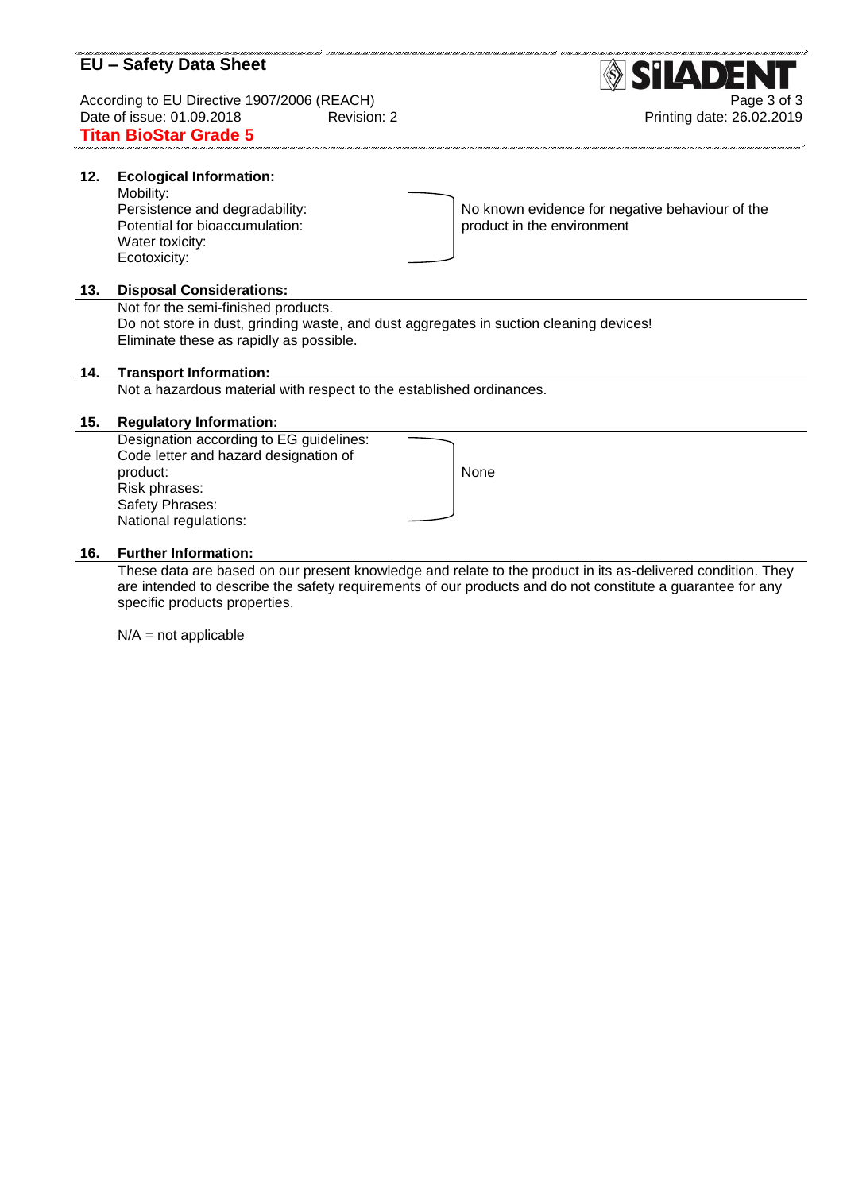## 12. Ecological Information:

| | |
|---|---|
| Mobility:<br>Persistence and degradability:<br>Potential for bioaccumulation:<br>Water toxicity:<br>Ecotoxicity: | No known evidence for negative behaviour of the product in the environment |

## 13. Disposal Considerations:

Not for the semi-finished products.
Do not store in dust, grinding waste, and dust aggregates in suction cleaning devices!
Eliminate these as rapidly as possible.

## 14. Transport Information:

Not a hazardous material with respect to the established ordinances.

## 15. Regulatory Information:

| | |
|---|---|
| Designation according to EG guidelines:<br>Code letter and hazard designation of product:<br>Risk phrases:<br>Safety Phrases:<br>National regulations: | None |

## 16. Further Information:

These data are based on our present knowledge and relate to the product in its as-delivered condition. They are intended to describe the safety requirements of our products and do not constitute a guarantee for any specific products properties.

N/A = not applicable